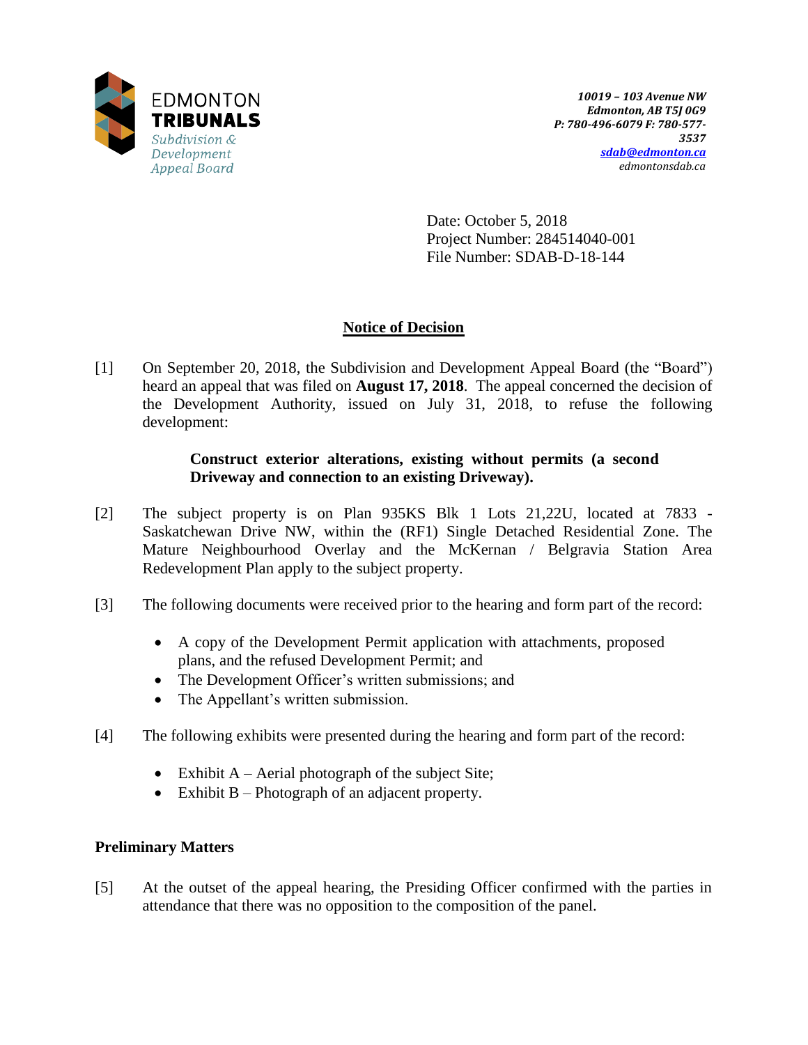EDMONTON
**TRIBUNALS**
*Subdivision & Development Appeal Board*

*10019 – 103 Avenue NW*
*Edmonton, AB T5J 0G9*
*P: 780-496-6079 F: 780-577-3537*
*sdab@edmonton.ca*
*edmontonsdab.ca*

Date: October 5, 2018
Project Number: 284514040-001
File Number: SDAB-D-18-144

## Notice of Decision

[1] On September 20, 2018, the Subdivision and Development Appeal Board (the "Board") heard an appeal that was filed on **August 17, 2018**. The appeal concerned the decision of the Development Authority, issued on July 31, 2018, to refuse the following development:

> **Construct exterior alterations, existing without permits (a second Driveway and connection to an existing Driveway).**

[2] The subject property is on Plan 935KS Blk 1 Lots 21,22U, located at 7833 - Saskatchewan Drive NW, within the (RF1) Single Detached Residential Zone. The Mature Neighbourhood Overlay and the McKernan / Belgravia Station Area Redevelopment Plan apply to the subject property.

[3] The following documents were received prior to the hearing and form part of the record:

- A copy of the Development Permit application with attachments, proposed plans, and the refused Development Permit; and
- The Development Officer's written submissions; and
- The Appellant's written submission.

[4] The following exhibits were presented during the hearing and form part of the record:

- Exhibit A – Aerial photograph of the subject Site;
- Exhibit B – Photograph of an adjacent property.

### Preliminary Matters

[5] At the outset of the appeal hearing, the Presiding Officer confirmed with the parties in attendance that there was no opposition to the composition of the panel.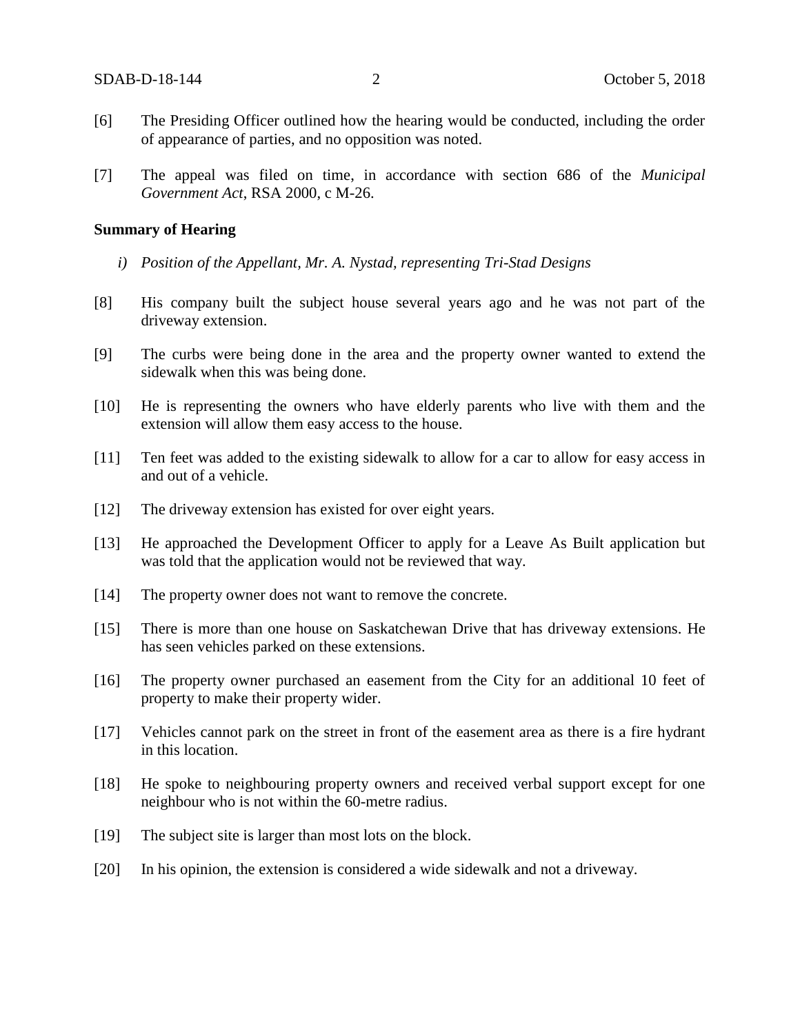[6] The Presiding Officer outlined how the hearing would be conducted, including the order of appearance of parties, and no opposition was noted.

[7] The appeal was filed on time, in accordance with section 686 of the *Municipal Government Act*, RSA 2000, c M-26.

**Summary of Hearing**

*i) Position of the Appellant, Mr. A. Nystad, representing Tri-Stad Designs*

[8] His company built the subject house several years ago and he was not part of the driveway extension.

[9] The curbs were being done in the area and the property owner wanted to extend the sidewalk when this was being done.

[10] He is representing the owners who have elderly parents who live with them and the extension will allow them easy access to the house.

[11] Ten feet was added to the existing sidewalk to allow for a car to allow for easy access in and out of a vehicle.

[12] The driveway extension has existed for over eight years.

[13] He approached the Development Officer to apply for a Leave As Built application but was told that the application would not be reviewed that way.

[14] The property owner does not want to remove the concrete.

[15] There is more than one house on Saskatchewan Drive that has driveway extensions. He has seen vehicles parked on these extensions.

[16] The property owner purchased an easement from the City for an additional 10 feet of property to make their property wider.

[17] Vehicles cannot park on the street in front of the easement area as there is a fire hydrant in this location.

[18] He spoke to neighbouring property owners and received verbal support except for one neighbour who is not within the 60-metre radius.

[19] The subject site is larger than most lots on the block.

[20] In his opinion, the extension is considered a wide sidewalk and not a driveway.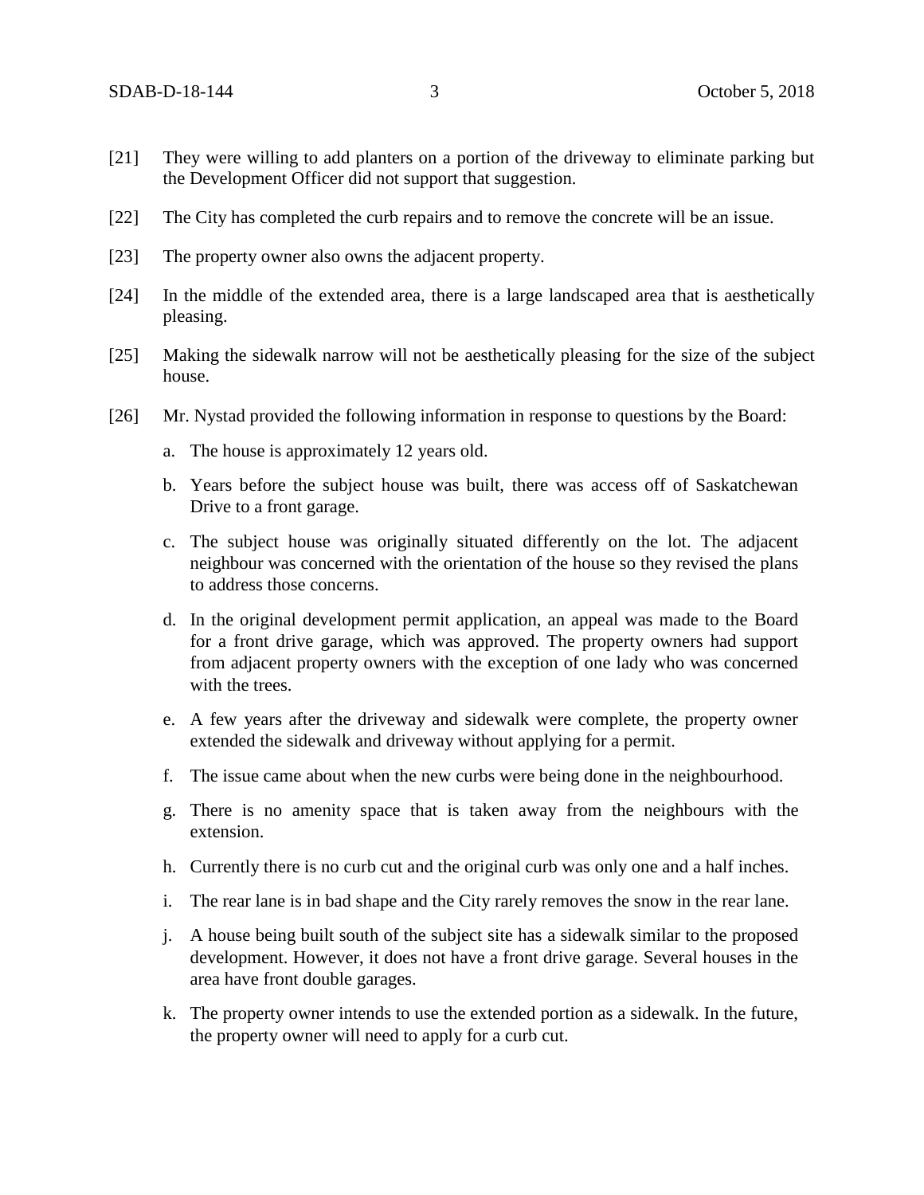[21] They were willing to add planters on a portion of the driveway to eliminate parking but the Development Officer did not support that suggestion.

[22] The City has completed the curb repairs and to remove the concrete will be an issue.

[23] The property owner also owns the adjacent property.

[24] In the middle of the extended area, there is a large landscaped area that is aesthetically pleasing.

[25] Making the sidewalk narrow will not be aesthetically pleasing for the size of the subject house.

[26] Mr. Nystad provided the following information in response to questions by the Board:

a. The house is approximately 12 years old.

b. Years before the subject house was built, there was access off of Saskatchewan Drive to a front garage.

c. The subject house was originally situated differently on the lot. The adjacent neighbour was concerned with the orientation of the house so they revised the plans to address those concerns.

d. In the original development permit application, an appeal was made to the Board for a front drive garage, which was approved. The property owners had support from adjacent property owners with the exception of one lady who was concerned with the trees.

e. A few years after the driveway and sidewalk were complete, the property owner extended the sidewalk and driveway without applying for a permit.

f. The issue came about when the new curbs were being done in the neighbourhood.

g. There is no amenity space that is taken away from the neighbours with the extension.

h. Currently there is no curb cut and the original curb was only one and a half inches.

i. The rear lane is in bad shape and the City rarely removes the snow in the rear lane.

j. A house being built south of the subject site has a sidewalk similar to the proposed development. However, it does not have a front drive garage. Several houses in the area have front double garages.

k. The property owner intends to use the extended portion as a sidewalk. In the future, the property owner will need to apply for a curb cut.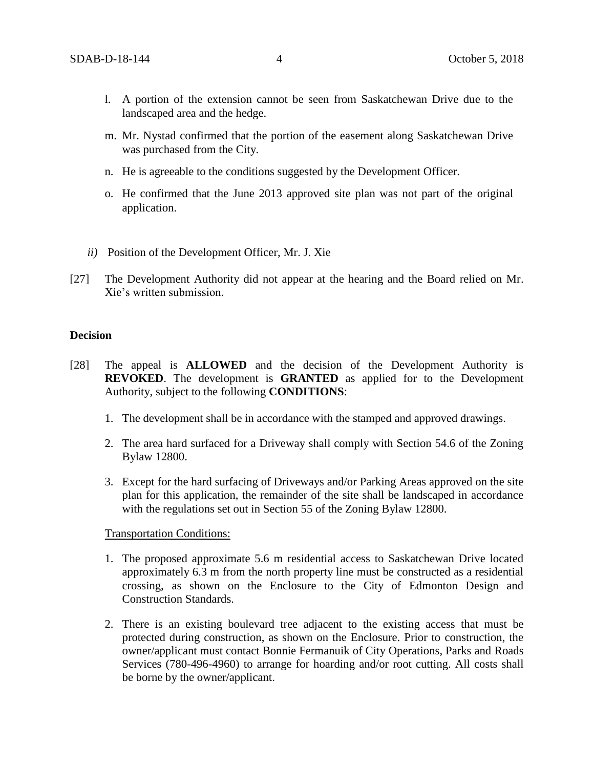l. A portion of the extension cannot be seen from Saskatchewan Drive due to the landscaped area and the hedge.

m. Mr. Nystad confirmed that the portion of the easement along Saskatchewan Drive was purchased from the City.

n. He is agreeable to the conditions suggested by the Development Officer.

o. He confirmed that the June 2013 approved site plan was not part of the original application.

*ii)* Position of the Development Officer, Mr. J. Xie

[27] The Development Authority did not appear at the hearing and the Board relied on Mr. Xie's written submission.

**Decision**

[28] The appeal is **ALLOWED** and the decision of the Development Authority is **REVOKED**. The development is **GRANTED** as applied for to the Development Authority, subject to the following **CONDITIONS**:

1. The development shall be in accordance with the stamped and approved drawings.
2. The area hard surfaced for a Driveway shall comply with Section 54.6 of the Zoning Bylaw 12800.
3. Except for the hard surfacing of Driveways and/or Parking Areas approved on the site plan for this application, the remainder of the site shall be landscaped in accordance with the regulations set out in Section 55 of the Zoning Bylaw 12800.

<u>Transportation Conditions:</u>

1. The proposed approximate 5.6 m residential access to Saskatchewan Drive located approximately 6.3 m from the north property line must be constructed as a residential crossing, as shown on the Enclosure to the City of Edmonton Design and Construction Standards.
2. There is an existing boulevard tree adjacent to the existing access that must be protected during construction, as shown on the Enclosure. Prior to construction, the owner/applicant must contact Bonnie Fermanuik of City Operations, Parks and Roads Services (780-496-4960) to arrange for hoarding and/or root cutting. All costs shall be borne by the owner/applicant.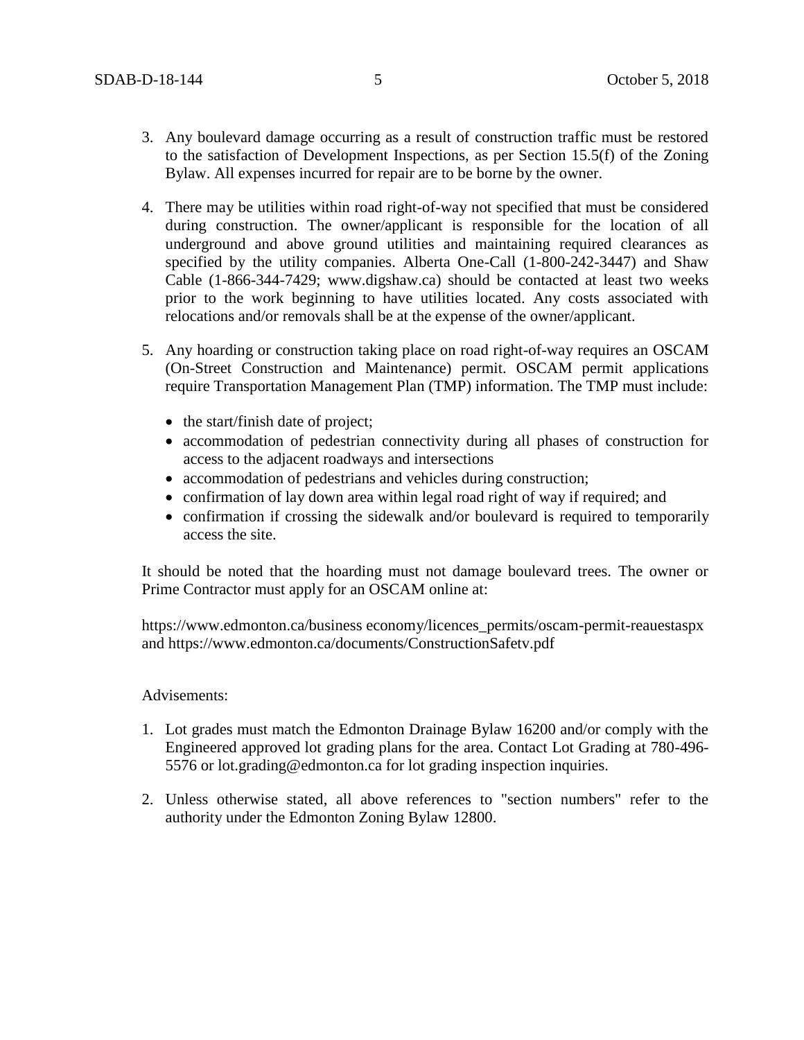3. Any boulevard damage occurring as a result of construction traffic must be restored to the satisfaction of Development Inspections, as per Section 15.5(f) of the Zoning Bylaw. All expenses incurred for repair are to be borne by the owner.

4. There may be utilities within road right-of-way not specified that must be considered during construction. The owner/applicant is responsible for the location of all underground and above ground utilities and maintaining required clearances as specified by the utility companies. Alberta One-Call (1-800-242-3447) and Shaw Cable (1-866-344-7429; www.digshaw.ca) should be contacted at least two weeks prior to the work beginning to have utilities located. Any costs associated with relocations and/or removals shall be at the expense of the owner/applicant.

5. Any hoarding or construction taking place on road right-of-way requires an OSCAM (On-Street Construction and Maintenance) permit. OSCAM permit applications require Transportation Management Plan (TMP) information. The TMP must include:

   - the start/finish date of project;
   - accommodation of pedestrian connectivity during all phases of construction for access to the adjacent roadways and intersections
   - accommodation of pedestrians and vehicles during construction;
   - confirmation of lay down area within legal road right of way if required; and
   - confirmation if crossing the sidewalk and/or boulevard is required to temporarily access the site.

   It should be noted that the hoarding must not damage boulevard trees. The owner or Prime Contractor must apply for an OSCAM online at:

   https://www.edmonton.ca/business economy/licences_permits/oscam-permit-reauestaspx and https://www.edmonton.ca/documents/ConstructionSafetv.pdf

Advisements:

1. Lot grades must match the Edmonton Drainage Bylaw 16200 and/or comply with the Engineered approved lot grading plans for the area. Contact Lot Grading at 780-496-5576 or lot.grading@edmonton.ca for lot grading inspection inquiries.

2. Unless otherwise stated, all above references to "section numbers" refer to the authority under the Edmonton Zoning Bylaw 12800.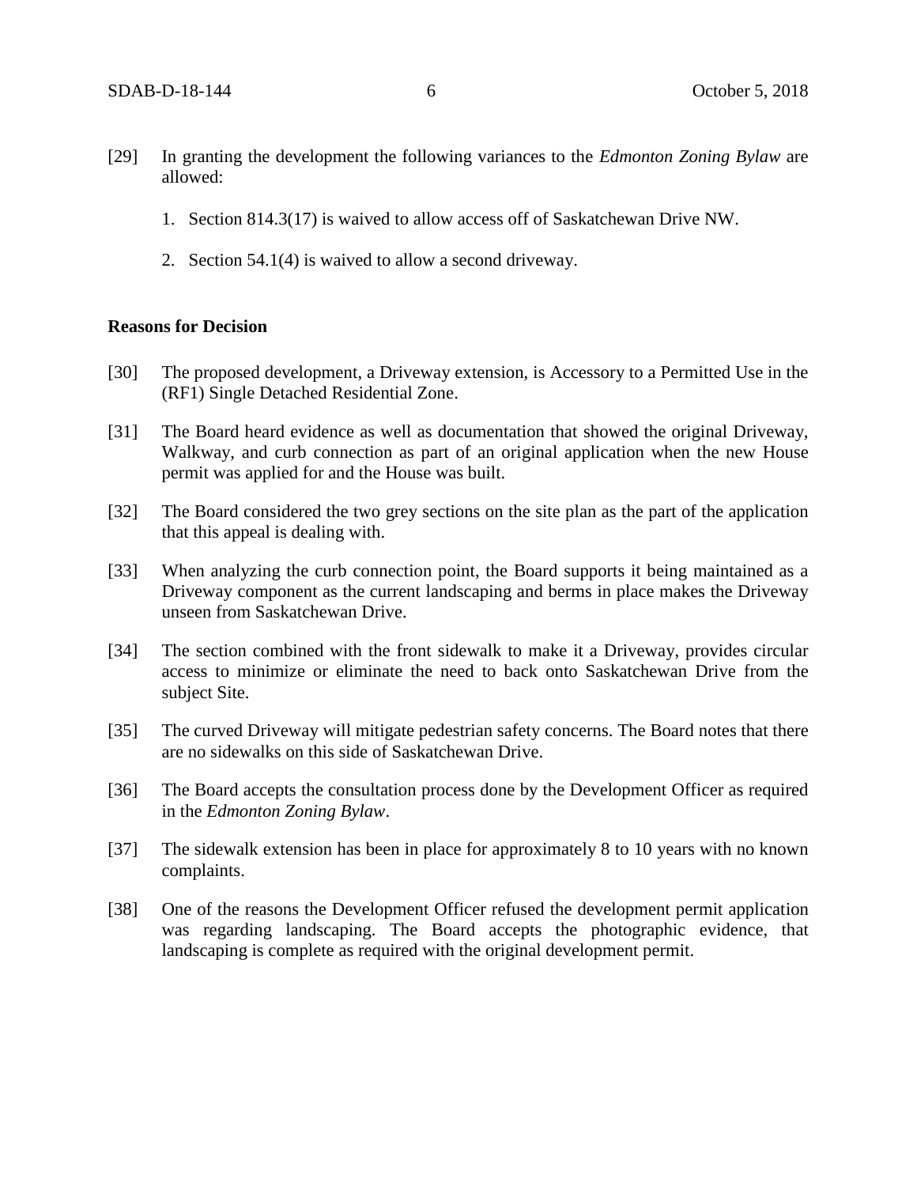[29] In granting the development the following variances to the *Edmonton Zoning Bylaw* are allowed:

1. Section 814.3(17) is waived to allow access off of Saskatchewan Drive NW.

2. Section 54.1(4) is waived to allow a second driveway.

**Reasons for Decision**

[30] The proposed development, a Driveway extension, is Accessory to a Permitted Use in the (RF1) Single Detached Residential Zone.

[31] The Board heard evidence as well as documentation that showed the original Driveway, Walkway, and curb connection as part of an original application when the new House permit was applied for and the House was built.

[32] The Board considered the two grey sections on the site plan as the part of the application that this appeal is dealing with.

[33] When analyzing the curb connection point, the Board supports it being maintained as a Driveway component as the current landscaping and berms in place makes the Driveway unseen from Saskatchewan Drive.

[34] The section combined with the front sidewalk to make it a Driveway, provides circular access to minimize or eliminate the need to back onto Saskatchewan Drive from the subject Site.

[35] The curved Driveway will mitigate pedestrian safety concerns. The Board notes that there are no sidewalks on this side of Saskatchewan Drive.

[36] The Board accepts the consultation process done by the Development Officer as required in the *Edmonton Zoning Bylaw*.

[37] The sidewalk extension has been in place for approximately 8 to 10 years with no known complaints.

[38] One of the reasons the Development Officer refused the development permit application was regarding landscaping. The Board accepts the photographic evidence, that landscaping is complete as required with the original development permit.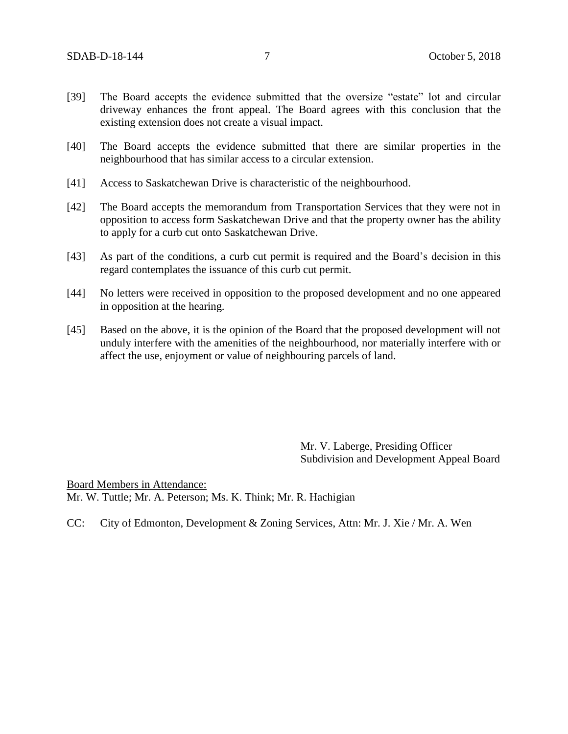[39] The Board accepts the evidence submitted that the oversize "estate" lot and circular driveway enhances the front appeal. The Board agrees with this conclusion that the existing extension does not create a visual impact.

[40] The Board accepts the evidence submitted that there are similar properties in the neighbourhood that has similar access to a circular extension.

[41] Access to Saskatchewan Drive is characteristic of the neighbourhood.

[42] The Board accepts the memorandum from Transportation Services that they were not in opposition to access form Saskatchewan Drive and that the property owner has the ability to apply for a curb cut onto Saskatchewan Drive.

[43] As part of the conditions, a curb cut permit is required and the Board's decision in this regard contemplates the issuance of this curb cut permit.

[44] No letters were received in opposition to the proposed development and no one appeared in opposition at the hearing.

[45] Based on the above, it is the opinion of the Board that the proposed development will not unduly interfere with the amenities of the neighbourhood, nor materially interfere with or affect the use, enjoyment or value of neighbouring parcels of land.

Mr. V. Laberge, Presiding Officer
Subdivision and Development Appeal Board

Board Members in Attendance:
Mr. W. Tuttle; Mr. A. Peterson; Ms. K. Think; Mr. R. Hachigian

CC: City of Edmonton, Development & Zoning Services, Attn: Mr. J. Xie / Mr. A. Wen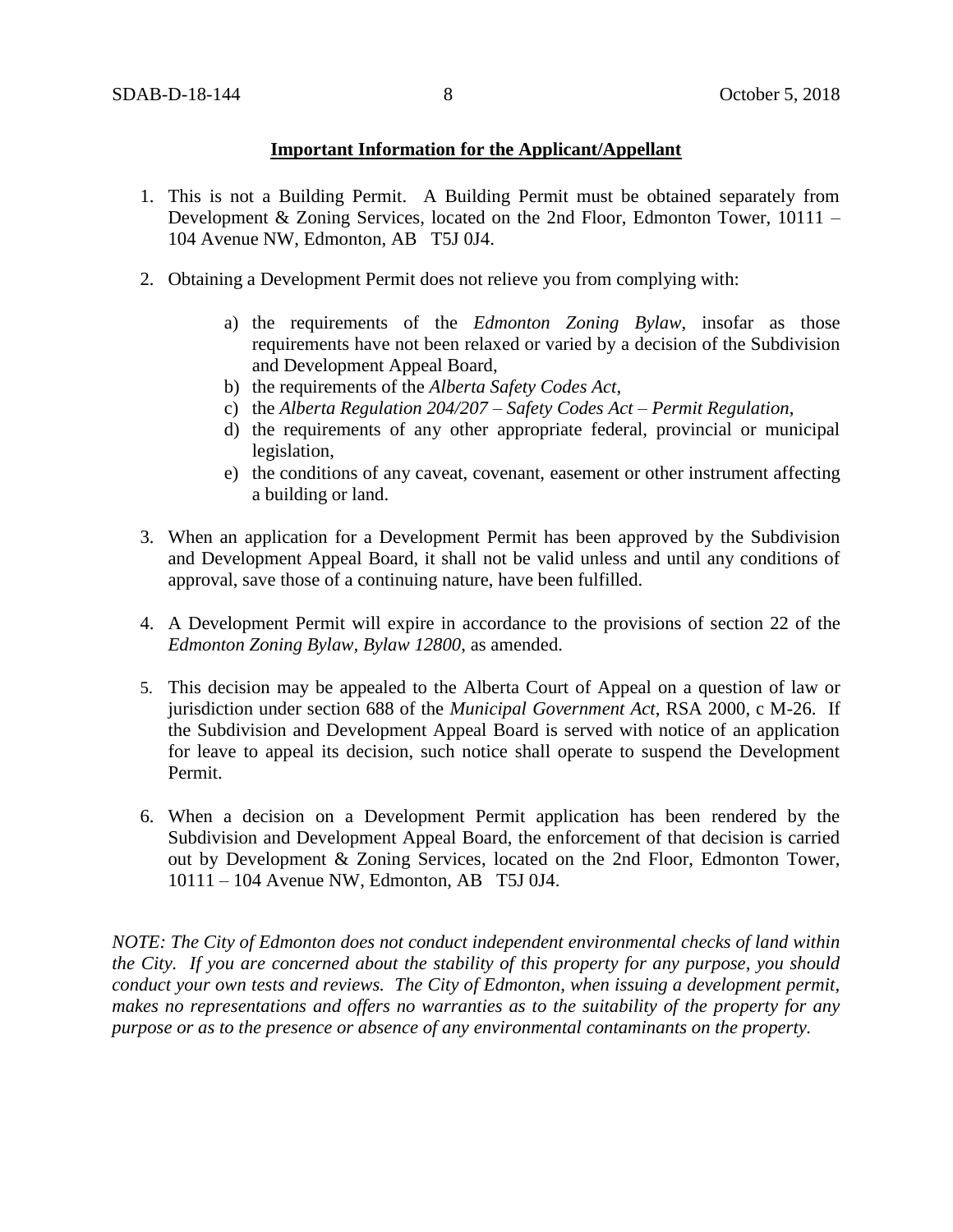**Important Information for the Applicant/Appellant**

1. This is not a Building Permit. A Building Permit must be obtained separately from Development & Zoning Services, located on the 2nd Floor, Edmonton Tower, 10111 – 104 Avenue NW, Edmonton, AB T5J 0J4.

2. Obtaining a Development Permit does not relieve you from complying with:

   a) the requirements of the *Edmonton Zoning Bylaw*, insofar as those requirements have not been relaxed or varied by a decision of the Subdivision and Development Appeal Board,
   b) the requirements of the *Alberta Safety Codes Act*,
   c) the *Alberta Regulation 204/207 – Safety Codes Act – Permit Regulation*,
   d) the requirements of any other appropriate federal, provincial or municipal legislation,
   e) the conditions of any caveat, covenant, easement or other instrument affecting a building or land.

3. When an application for a Development Permit has been approved by the Subdivision and Development Appeal Board, it shall not be valid unless and until any conditions of approval, save those of a continuing nature, have been fulfilled.

4. A Development Permit will expire in accordance to the provisions of section 22 of the *Edmonton Zoning Bylaw, Bylaw 12800*, as amended.

5. This decision may be appealed to the Alberta Court of Appeal on a question of law or jurisdiction under section 688 of the *Municipal Government Act*, RSA 2000, c M-26. If the Subdivision and Development Appeal Board is served with notice of an application for leave to appeal its decision, such notice shall operate to suspend the Development Permit.

6. When a decision on a Development Permit application has been rendered by the Subdivision and Development Appeal Board, the enforcement of that decision is carried out by Development & Zoning Services, located on the 2nd Floor, Edmonton Tower, 10111 – 104 Avenue NW, Edmonton, AB T5J 0J4.

*NOTE: The City of Edmonton does not conduct independent environmental checks of land within the City. If you are concerned about the stability of this property for any purpose, you should conduct your own tests and reviews. The City of Edmonton, when issuing a development permit, makes no representations and offers no warranties as to the suitability of the property for any purpose or as to the presence or absence of any environmental contaminants on the property.*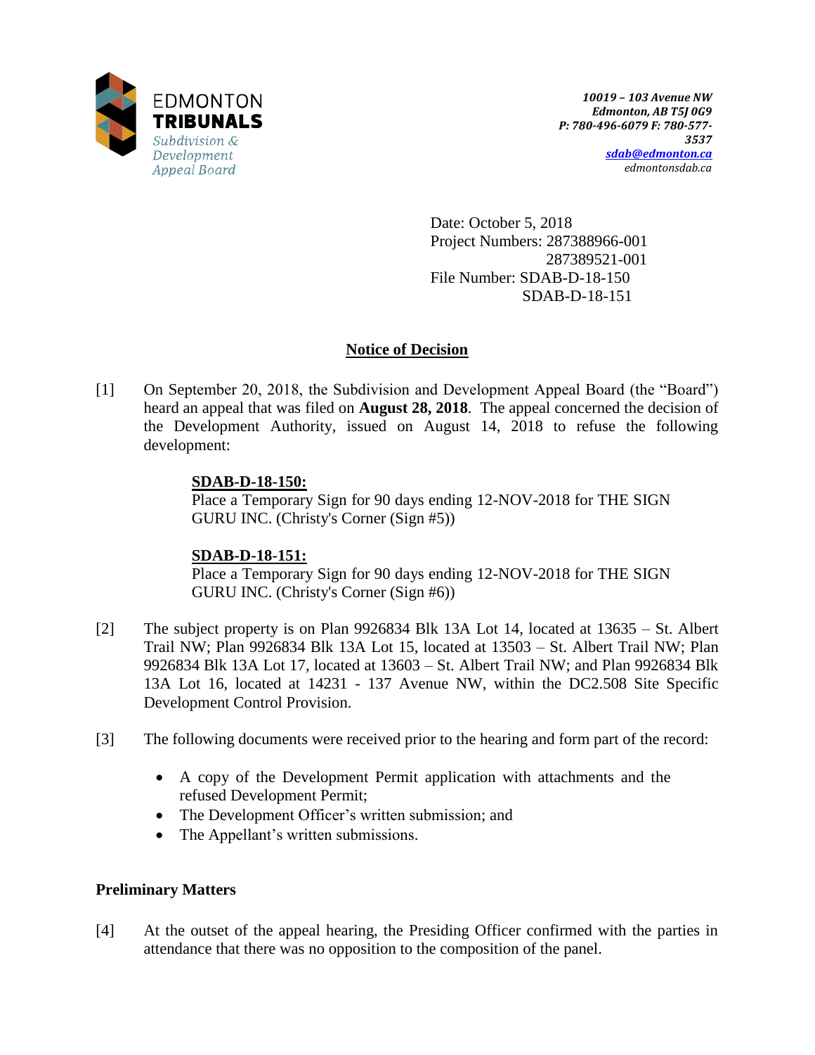EDMONTON
**TRIBUNALS**
*Subdivision & Development Appeal Board*

***10019 – 103 Avenue NW***
***Edmonton, AB T5J 0G9***
***P: 780-496-6079 F: 780-577-3537***
***sdab@edmonton.ca***
*edmontonsdab.ca*

Date: October 5, 2018
Project Numbers: 287388966-001
287389521-001
File Number: SDAB-D-18-150
SDAB-D-18-151

## Notice of Decision

[1] On September 20, 2018, the Subdivision and Development Appeal Board (the "Board") heard an appeal that was filed on **August 28, 2018**. The appeal concerned the decision of the Development Authority, issued on August 14, 2018 to refuse the following development:

**SDAB-D-18-150:**
Place a Temporary Sign for 90 days ending 12-NOV-2018 for THE SIGN GURU INC. (Christy's Corner (Sign #5))

**SDAB-D-18-151:**
Place a Temporary Sign for 90 days ending 12-NOV-2018 for THE SIGN GURU INC. (Christy's Corner (Sign #6))

[2] The subject property is on Plan 9926834 Blk 13A Lot 14, located at 13635 – St. Albert Trail NW; Plan 9926834 Blk 13A Lot 15, located at 13503 – St. Albert Trail NW; Plan 9926834 Blk 13A Lot 17, located at 13603 – St. Albert Trail NW; and Plan 9926834 Blk 13A Lot 16, located at 14231 - 137 Avenue NW, within the DC2.508 Site Specific Development Control Provision.

[3] The following documents were received prior to the hearing and form part of the record:

- A copy of the Development Permit application with attachments and the refused Development Permit;
- The Development Officer's written submission; and
- The Appellant's written submissions.

### Preliminary Matters

[4] At the outset of the appeal hearing, the Presiding Officer confirmed with the parties in attendance that there was no opposition to the composition of the panel.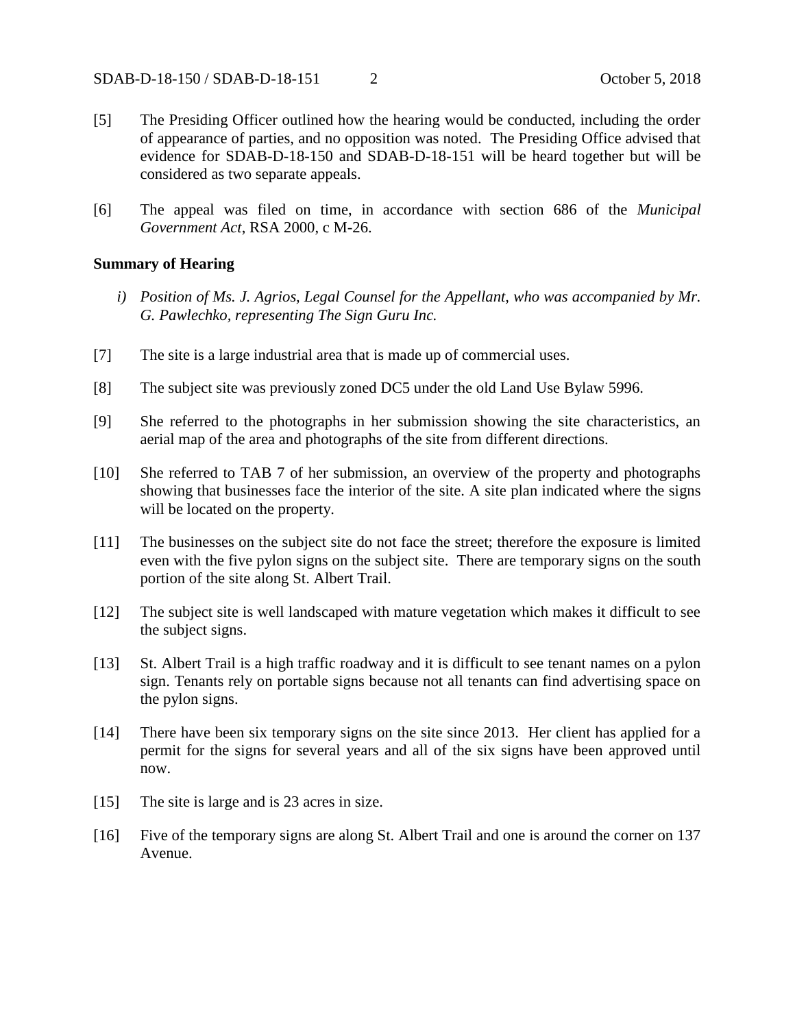[5] The Presiding Officer outlined how the hearing would be conducted, including the order of appearance of parties, and no opposition was noted. The Presiding Office advised that evidence for SDAB-D-18-150 and SDAB-D-18-151 will be heard together but will be considered as two separate appeals.

[6] The appeal was filed on time, in accordance with section 686 of the *Municipal Government Act*, RSA 2000, c M-26.

**Summary of Hearing**

*i) Position of Ms. J. Agrios, Legal Counsel for the Appellant, who was accompanied by Mr. G. Pawlechko, representing The Sign Guru Inc.*

[7] The site is a large industrial area that is made up of commercial uses.

[8] The subject site was previously zoned DC5 under the old Land Use Bylaw 5996.

[9] She referred to the photographs in her submission showing the site characteristics, an aerial map of the area and photographs of the site from different directions.

[10] She referred to TAB 7 of her submission, an overview of the property and photographs showing that businesses face the interior of the site. A site plan indicated where the signs will be located on the property.

[11] The businesses on the subject site do not face the street; therefore the exposure is limited even with the five pylon signs on the subject site. There are temporary signs on the south portion of the site along St. Albert Trail.

[12] The subject site is well landscaped with mature vegetation which makes it difficult to see the subject signs.

[13] St. Albert Trail is a high traffic roadway and it is difficult to see tenant names on a pylon sign. Tenants rely on portable signs because not all tenants can find advertising space on the pylon signs.

[14] There have been six temporary signs on the site since 2013. Her client has applied for a permit for the signs for several years and all of the six signs have been approved until now.

[15] The site is large and is 23 acres in size.

[16] Five of the temporary signs are along St. Albert Trail and one is around the corner on 137 Avenue.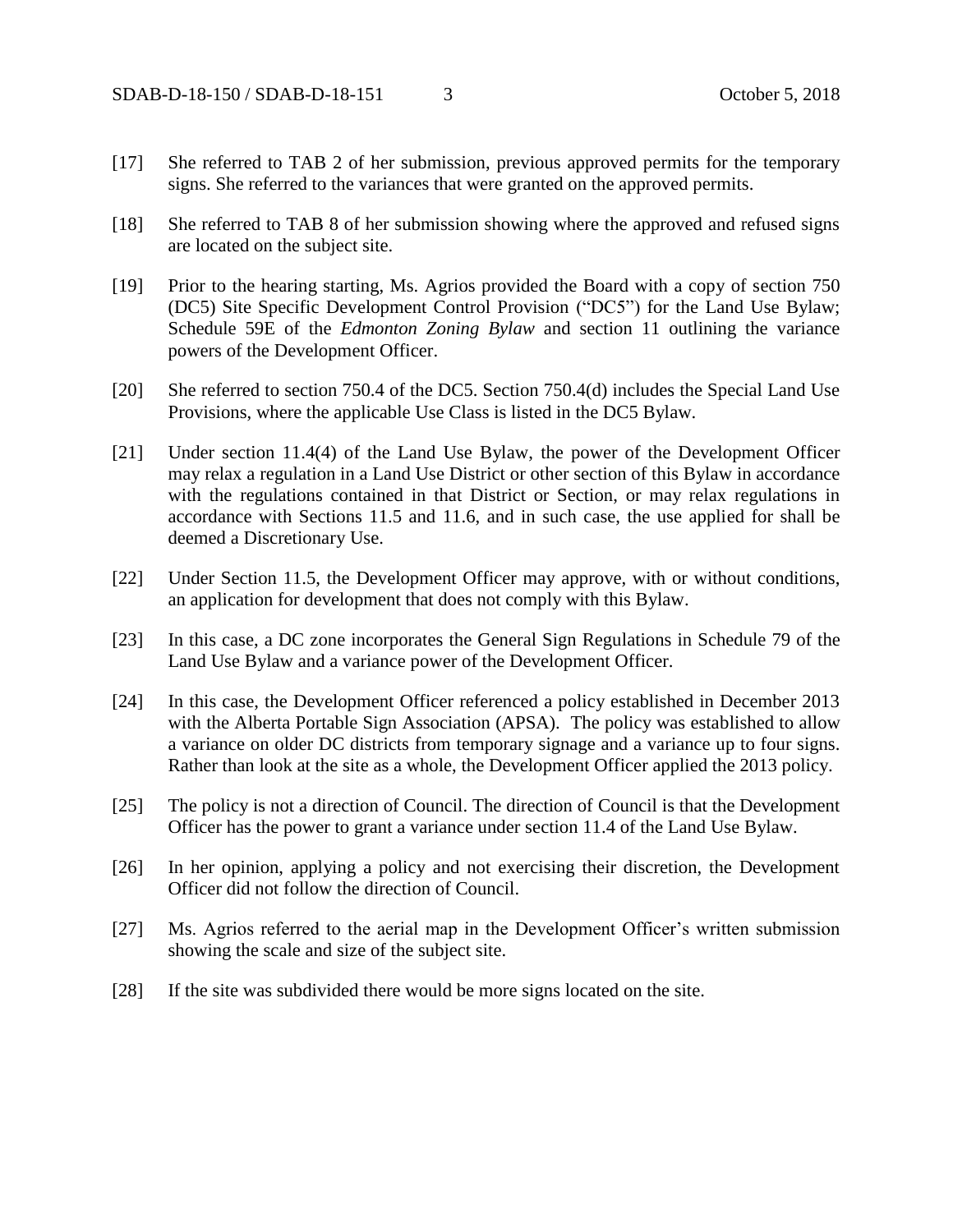[17] She referred to TAB 2 of her submission, previous approved permits for the temporary signs. She referred to the variances that were granted on the approved permits.

[18] She referred to TAB 8 of her submission showing where the approved and refused signs are located on the subject site.

[19] Prior to the hearing starting, Ms. Agrios provided the Board with a copy of section 750 (DC5) Site Specific Development Control Provision ("DC5") for the Land Use Bylaw; Schedule 59E of the *Edmonton Zoning Bylaw* and section 11 outlining the variance powers of the Development Officer.

[20] She referred to section 750.4 of the DC5. Section 750.4(d) includes the Special Land Use Provisions, where the applicable Use Class is listed in the DC5 Bylaw.

[21] Under section 11.4(4) of the Land Use Bylaw, the power of the Development Officer may relax a regulation in a Land Use District or other section of this Bylaw in accordance with the regulations contained in that District or Section, or may relax regulations in accordance with Sections 11.5 and 11.6, and in such case, the use applied for shall be deemed a Discretionary Use.

[22] Under Section 11.5, the Development Officer may approve, with or without conditions, an application for development that does not comply with this Bylaw.

[23] In this case, a DC zone incorporates the General Sign Regulations in Schedule 79 of the Land Use Bylaw and a variance power of the Development Officer.

[24] In this case, the Development Officer referenced a policy established in December 2013 with the Alberta Portable Sign Association (APSA). The policy was established to allow a variance on older DC districts from temporary signage and a variance up to four signs. Rather than look at the site as a whole, the Development Officer applied the 2013 policy.

[25] The policy is not a direction of Council. The direction of Council is that the Development Officer has the power to grant a variance under section 11.4 of the Land Use Bylaw.

[26] In her opinion, applying a policy and not exercising their discretion, the Development Officer did not follow the direction of Council.

[27] Ms. Agrios referred to the aerial map in the Development Officer's written submission showing the scale and size of the subject site.

[28] If the site was subdivided there would be more signs located on the site.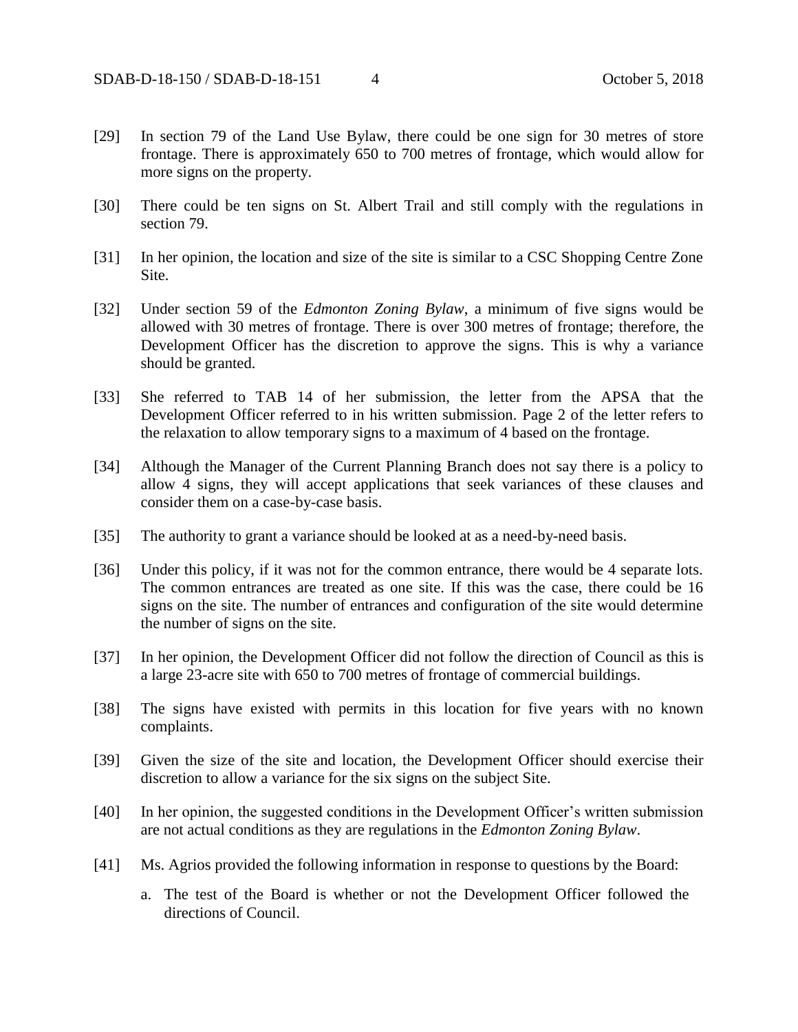[29] In section 79 of the Land Use Bylaw, there could be one sign for 30 metres of store frontage. There is approximately 650 to 700 metres of frontage, which would allow for more signs on the property.

[30] There could be ten signs on St. Albert Trail and still comply with the regulations in section 79.

[31] In her opinion, the location and size of the site is similar to a CSC Shopping Centre Zone Site.

[32] Under section 59 of the *Edmonton Zoning Bylaw*, a minimum of five signs would be allowed with 30 metres of frontage. There is over 300 metres of frontage; therefore, the Development Officer has the discretion to approve the signs. This is why a variance should be granted.

[33] She referred to TAB 14 of her submission, the letter from the APSA that the Development Officer referred to in his written submission. Page 2 of the letter refers to the relaxation to allow temporary signs to a maximum of 4 based on the frontage.

[34] Although the Manager of the Current Planning Branch does not say there is a policy to allow 4 signs, they will accept applications that seek variances of these clauses and consider them on a case-by-case basis.

[35] The authority to grant a variance should be looked at as a need-by-need basis.

[36] Under this policy, if it was not for the common entrance, there would be 4 separate lots. The common entrances are treated as one site. If this was the case, there could be 16 signs on the site. The number of entrances and configuration of the site would determine the number of signs on the site.

[37] In her opinion, the Development Officer did not follow the direction of Council as this is a large 23-acre site with 650 to 700 metres of frontage of commercial buildings.

[38] The signs have existed with permits in this location for five years with no known complaints.

[39] Given the size of the site and location, the Development Officer should exercise their discretion to allow a variance for the six signs on the subject Site.

[40] In her opinion, the suggested conditions in the Development Officer's written submission are not actual conditions as they are regulations in the *Edmonton Zoning Bylaw*.

[41] Ms. Agrios provided the following information in response to questions by the Board:

a. The test of the Board is whether or not the Development Officer followed the directions of Council.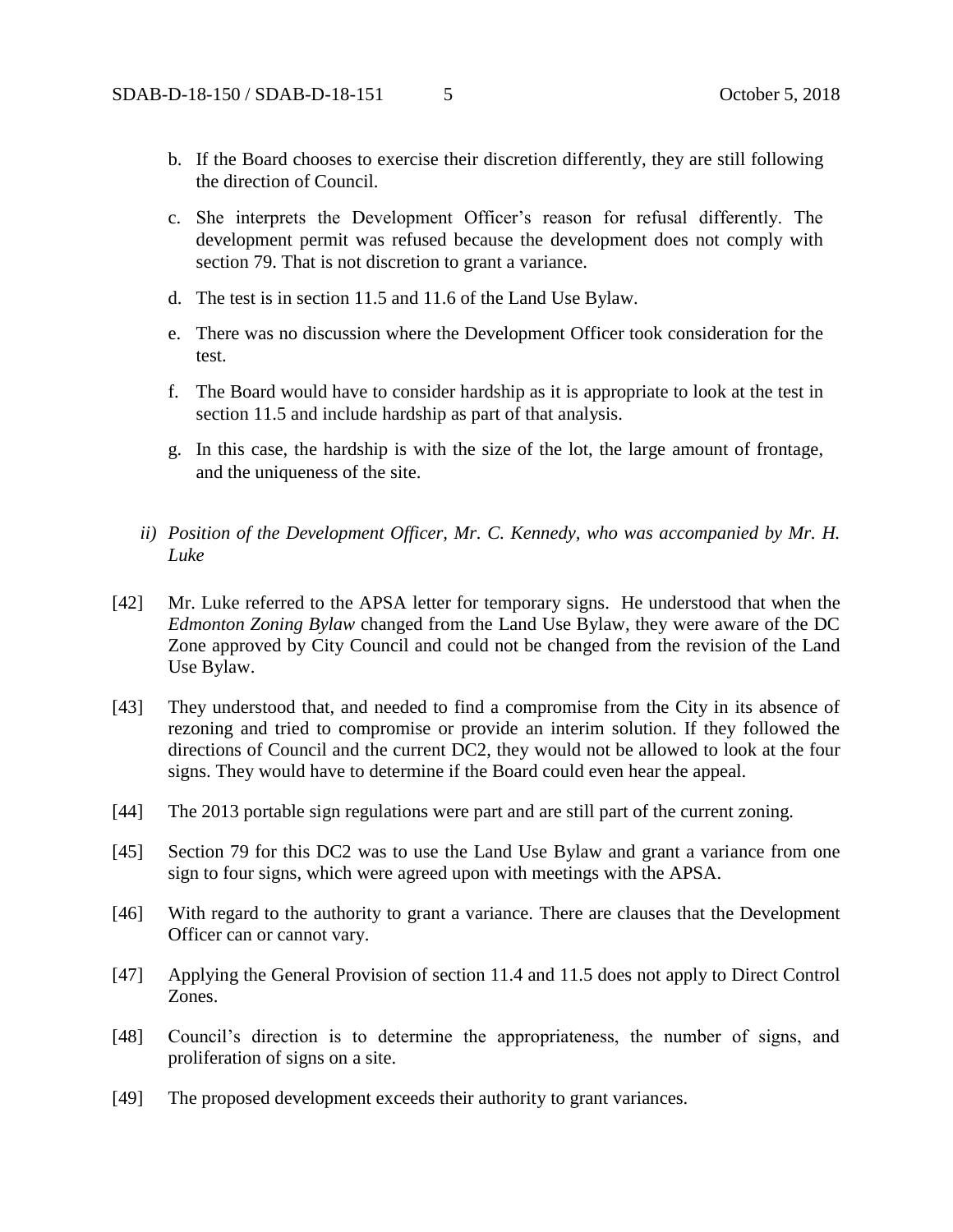b. If the Board chooses to exercise their discretion differently, they are still following the direction of Council.

c. She interprets the Development Officer's reason for refusal differently. The development permit was refused because the development does not comply with section 79. That is not discretion to grant a variance.

d. The test is in section 11.5 and 11.6 of the Land Use Bylaw.

e. There was no discussion where the Development Officer took consideration for the test.

f. The Board would have to consider hardship as it is appropriate to look at the test in section 11.5 and include hardship as part of that analysis.

g. In this case, the hardship is with the size of the lot, the large amount of frontage, and the uniqueness of the site.

*ii) Position of the Development Officer, Mr. C. Kennedy, who was accompanied by Mr. H. Luke*

[42] Mr. Luke referred to the APSA letter for temporary signs. He understood that when the *Edmonton Zoning Bylaw* changed from the Land Use Bylaw, they were aware of the DC Zone approved by City Council and could not be changed from the revision of the Land Use Bylaw.

[43] They understood that, and needed to find a compromise from the City in its absence of rezoning and tried to compromise or provide an interim solution. If they followed the directions of Council and the current DC2, they would not be allowed to look at the four signs. They would have to determine if the Board could even hear the appeal.

[44] The 2013 portable sign regulations were part and are still part of the current zoning.

[45] Section 79 for this DC2 was to use the Land Use Bylaw and grant a variance from one sign to four signs, which were agreed upon with meetings with the APSA.

[46] With regard to the authority to grant a variance. There are clauses that the Development Officer can or cannot vary.

[47] Applying the General Provision of section 11.4 and 11.5 does not apply to Direct Control Zones.

[48] Council's direction is to determine the appropriateness, the number of signs, and proliferation of signs on a site.

[49] The proposed development exceeds their authority to grant variances.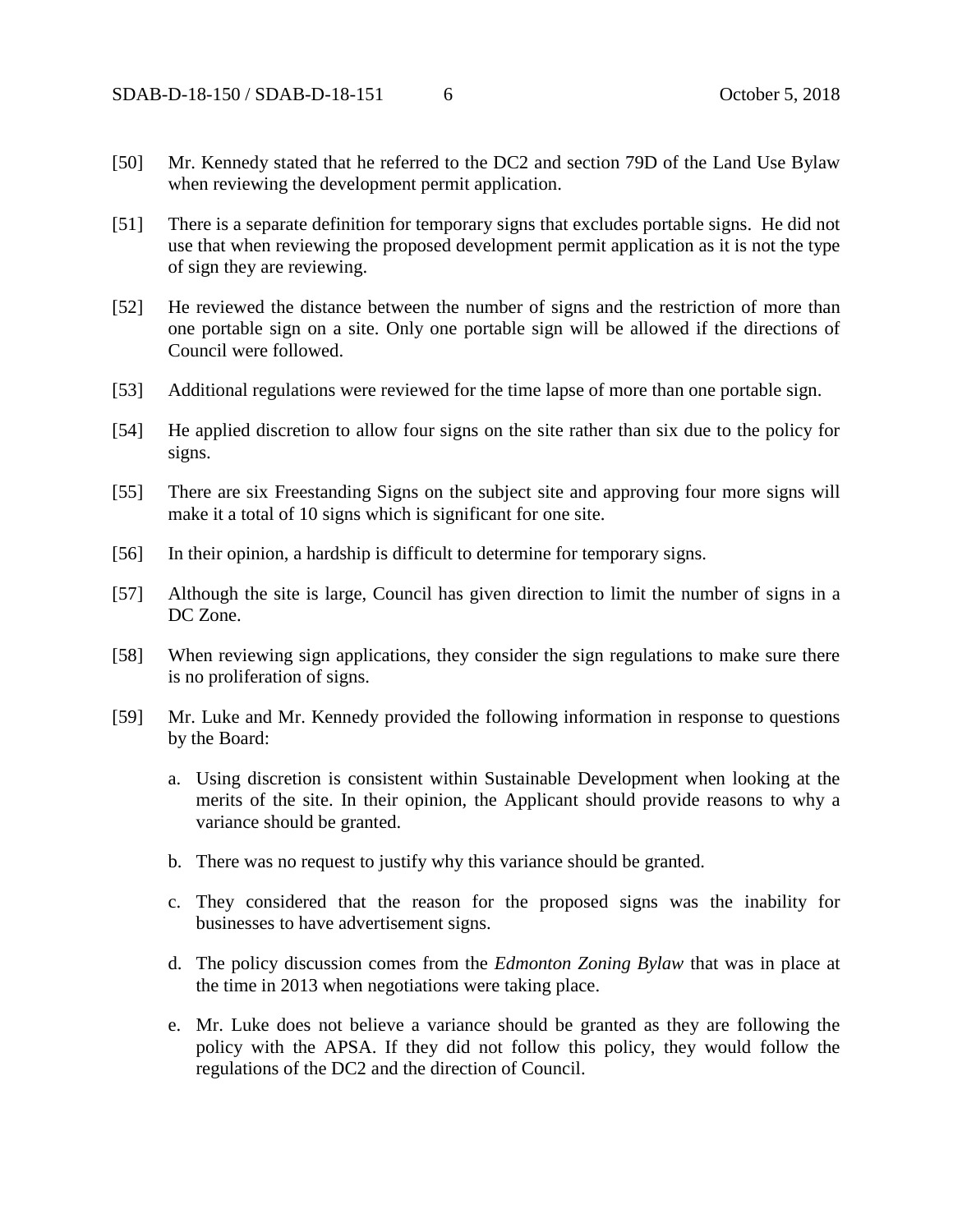[50] Mr. Kennedy stated that he referred to the DC2 and section 79D of the Land Use Bylaw when reviewing the development permit application.

[51] There is a separate definition for temporary signs that excludes portable signs. He did not use that when reviewing the proposed development permit application as it is not the type of sign they are reviewing.

[52] He reviewed the distance between the number of signs and the restriction of more than one portable sign on a site. Only one portable sign will be allowed if the directions of Council were followed.

[53] Additional regulations were reviewed for the time lapse of more than one portable sign.

[54] He applied discretion to allow four signs on the site rather than six due to the policy for signs.

[55] There are six Freestanding Signs on the subject site and approving four more signs will make it a total of 10 signs which is significant for one site.

[56] In their opinion, a hardship is difficult to determine for temporary signs.

[57] Although the site is large, Council has given direction to limit the number of signs in a DC Zone.

[58] When reviewing sign applications, they consider the sign regulations to make sure there is no proliferation of signs.

[59] Mr. Luke and Mr. Kennedy provided the following information in response to questions by the Board:

a. Using discretion is consistent within Sustainable Development when looking at the merits of the site. In their opinion, the Applicant should provide reasons to why a variance should be granted.

b. There was no request to justify why this variance should be granted.

c. They considered that the reason for the proposed signs was the inability for businesses to have advertisement signs.

d. The policy discussion comes from the *Edmonton Zoning Bylaw* that was in place at the time in 2013 when negotiations were taking place.

e. Mr. Luke does not believe a variance should be granted as they are following the policy with the APSA. If they did not follow this policy, they would follow the regulations of the DC2 and the direction of Council.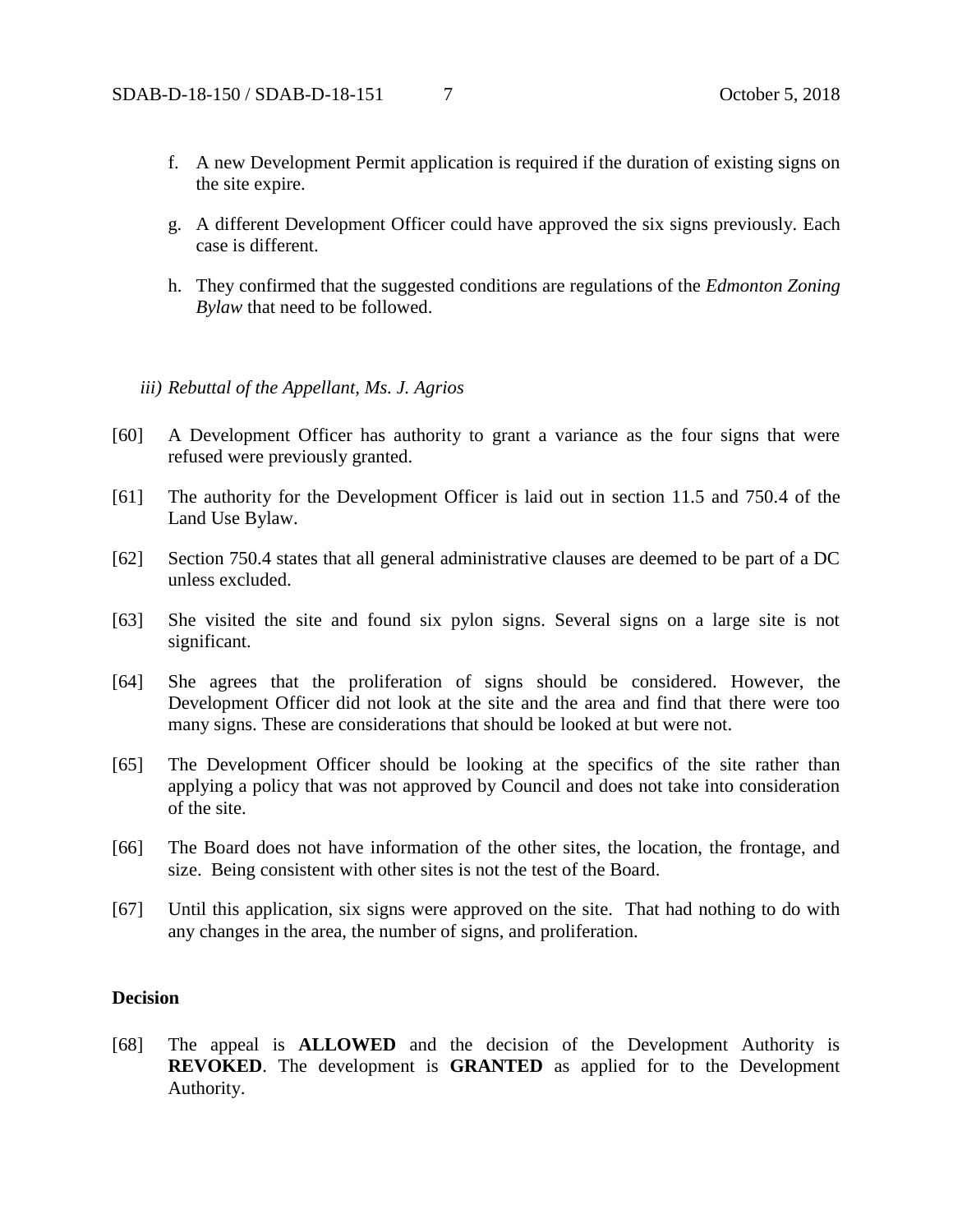f. A new Development Permit application is required if the duration of existing signs on the site expire.

g. A different Development Officer could have approved the six signs previously. Each case is different.

h. They confirmed that the suggested conditions are regulations of the *Edmonton Zoning Bylaw* that need to be followed.

*iii) Rebuttal of the Appellant, Ms. J. Agrios*

[60] A Development Officer has authority to grant a variance as the four signs that were refused were previously granted.

[61] The authority for the Development Officer is laid out in section 11.5 and 750.4 of the Land Use Bylaw.

[62] Section 750.4 states that all general administrative clauses are deemed to be part of a DC unless excluded.

[63] She visited the site and found six pylon signs. Several signs on a large site is not significant.

[64] She agrees that the proliferation of signs should be considered. However, the Development Officer did not look at the site and the area and find that there were too many signs. These are considerations that should be looked at but were not.

[65] The Development Officer should be looking at the specifics of the site rather than applying a policy that was not approved by Council and does not take into consideration of the site.

[66] The Board does not have information of the other sites, the location, the frontage, and size. Being consistent with other sites is not the test of the Board.

[67] Until this application, six signs were approved on the site. That had nothing to do with any changes in the area, the number of signs, and proliferation.

## Decision

[68] The appeal is **ALLOWED** and the decision of the Development Authority is **REVOKED**. The development is **GRANTED** as applied for to the Development Authority.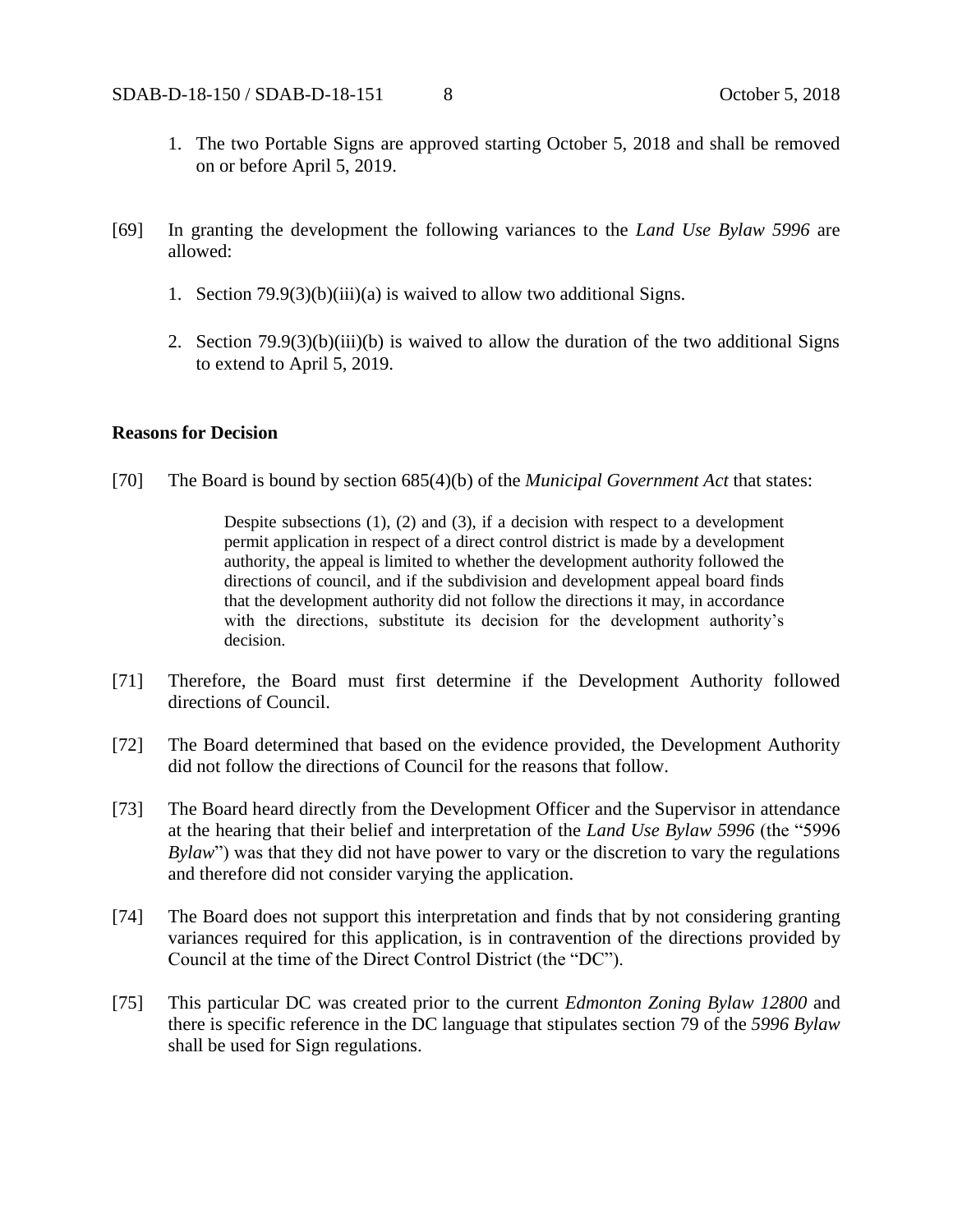1. The two Portable Signs are approved starting October 5, 2018 and shall be removed on or before April 5, 2019.

[69] In granting the development the following variances to the *Land Use Bylaw 5996* are allowed:

1. Section 79.9(3)(b)(iii)(a) is waived to allow two additional Signs.

2. Section 79.9(3)(b)(iii)(b) is waived to allow the duration of the two additional Signs to extend to April 5, 2019.

**Reasons for Decision**

[70] The Board is bound by section 685(4)(b) of the *Municipal Government Act* that states:

> Despite subsections (1), (2) and (3), if a decision with respect to a development permit application in respect of a direct control district is made by a development authority, the appeal is limited to whether the development authority followed the directions of council, and if the subdivision and development appeal board finds that the development authority did not follow the directions it may, in accordance with the directions, substitute its decision for the development authority's decision.

[71] Therefore, the Board must first determine if the Development Authority followed directions of Council.

[72] The Board determined that based on the evidence provided, the Development Authority did not follow the directions of Council for the reasons that follow.

[73] The Board heard directly from the Development Officer and the Supervisor in attendance at the hearing that their belief and interpretation of the *Land Use Bylaw 5996* (the "5996 *Bylaw*") was that they did not have power to vary or the discretion to vary the regulations and therefore did not consider varying the application.

[74] The Board does not support this interpretation and finds that by not considering granting variances required for this application, is in contravention of the directions provided by Council at the time of the Direct Control District (the "DC").

[75] This particular DC was created prior to the current *Edmonton Zoning Bylaw 12800* and there is specific reference in the DC language that stipulates section 79 of the *5996 Bylaw* shall be used for Sign regulations.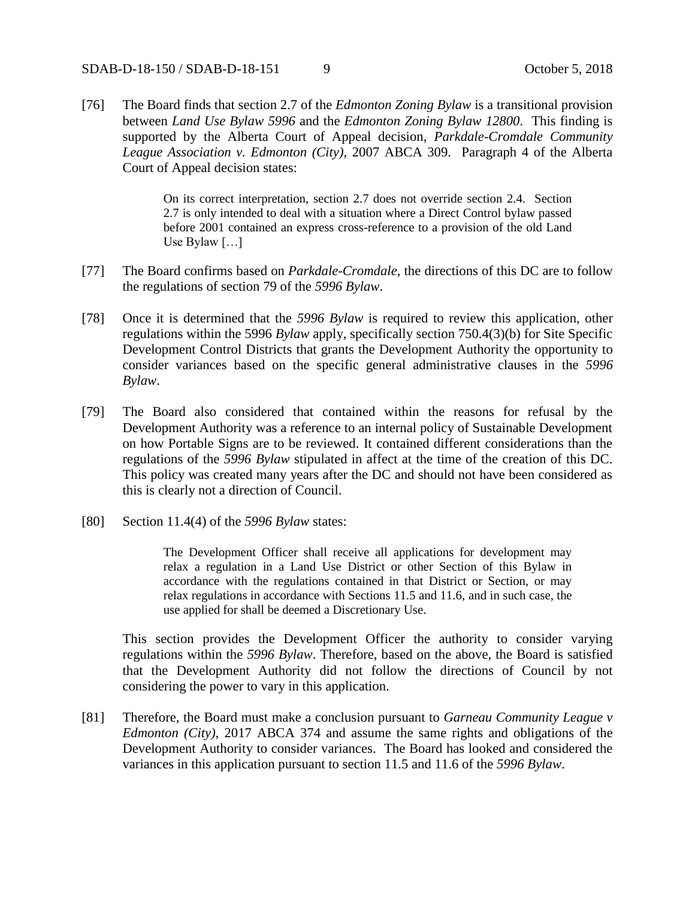[76] The Board finds that section 2.7 of the *Edmonton Zoning Bylaw* is a transitional provision between *Land Use Bylaw 5996* and the *Edmonton Zoning Bylaw 12800*. This finding is supported by the Alberta Court of Appeal decision, *Parkdale-Cromdale Community League Association v. Edmonton (City)*, 2007 ABCA 309. Paragraph 4 of the Alberta Court of Appeal decision states:

> On its correct interpretation, section 2.7 does not override section 2.4. Section 2.7 is only intended to deal with a situation where a Direct Control bylaw passed before 2001 contained an express cross-reference to a provision of the old Land Use Bylaw […]

[77] The Board confirms based on *Parkdale-Cromdale*, the directions of this DC are to follow the regulations of section 79 of the *5996 Bylaw*.

[78] Once it is determined that the *5996 Bylaw* is required to review this application, other regulations within the 5996 *Bylaw* apply, specifically section 750.4(3)(b) for Site Specific Development Control Districts that grants the Development Authority the opportunity to consider variances based on the specific general administrative clauses in the *5996 Bylaw*.

[79] The Board also considered that contained within the reasons for refusal by the Development Authority was a reference to an internal policy of Sustainable Development on how Portable Signs are to be reviewed. It contained different considerations than the regulations of the *5996 Bylaw* stipulated in affect at the time of the creation of this DC. This policy was created many years after the DC and should not have been considered as this is clearly not a direction of Council.

[80] Section 11.4(4) of the *5996 Bylaw* states:

> The Development Officer shall receive all applications for development may relax a regulation in a Land Use District or other Section of this Bylaw in accordance with the regulations contained in that District or Section, or may relax regulations in accordance with Sections 11.5 and 11.6, and in such case, the use applied for shall be deemed a Discretionary Use.

This section provides the Development Officer the authority to consider varying regulations within the *5996 Bylaw*. Therefore, based on the above, the Board is satisfied that the Development Authority did not follow the directions of Council by not considering the power to vary in this application.

[81] Therefore, the Board must make a conclusion pursuant to *Garneau Community League v Edmonton (City)*, 2017 ABCA 374 and assume the same rights and obligations of the Development Authority to consider variances. The Board has looked and considered the variances in this application pursuant to section 11.5 and 11.6 of the *5996 Bylaw*.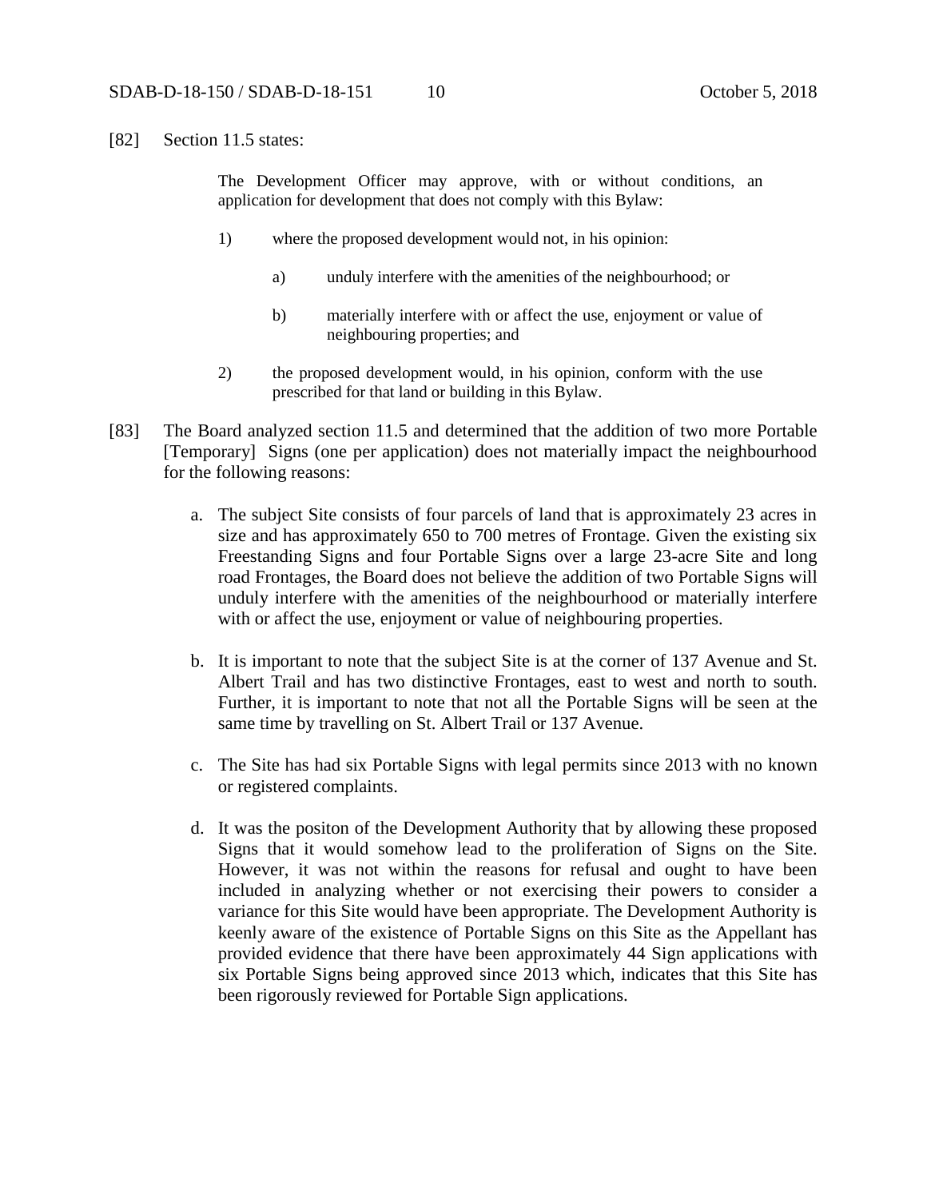[82] Section 11.5 states:

> The Development Officer may approve, with or without conditions, an application for development that does not comply with this Bylaw:
>
> 1) where the proposed development would not, in his opinion:
>
>    a) unduly interfere with the amenities of the neighbourhood; or
>
>    b) materially interfere with or affect the use, enjoyment or value of neighbouring properties; and
>
> 2) the proposed development would, in his opinion, conform with the use prescribed for that land or building in this Bylaw.

[83] The Board analyzed section 11.5 and determined that the addition of two more Portable [Temporary] Signs (one per application) does not materially impact the neighbourhood for the following reasons:

a. The subject Site consists of four parcels of land that is approximately 23 acres in size and has approximately 650 to 700 metres of Frontage. Given the existing six Freestanding Signs and four Portable Signs over a large 23-acre Site and long road Frontages, the Board does not believe the addition of two Portable Signs will unduly interfere with the amenities of the neighbourhood or materially interfere with or affect the use, enjoyment or value of neighbouring properties.

b. It is important to note that the subject Site is at the corner of 137 Avenue and St. Albert Trail and has two distinctive Frontages, east to west and north to south. Further, it is important to note that not all the Portable Signs will be seen at the same time by travelling on St. Albert Trail or 137 Avenue.

c. The Site has had six Portable Signs with legal permits since 2013 with no known or registered complaints.

d. It was the positon of the Development Authority that by allowing these proposed Signs that it would somehow lead to the proliferation of Signs on the Site. However, it was not within the reasons for refusal and ought to have been included in analyzing whether or not exercising their powers to consider a variance for this Site would have been appropriate. The Development Authority is keenly aware of the existence of Portable Signs on this Site as the Appellant has provided evidence that there have been approximately 44 Sign applications with six Portable Signs being approved since 2013 which, indicates that this Site has been rigorously reviewed for Portable Sign applications.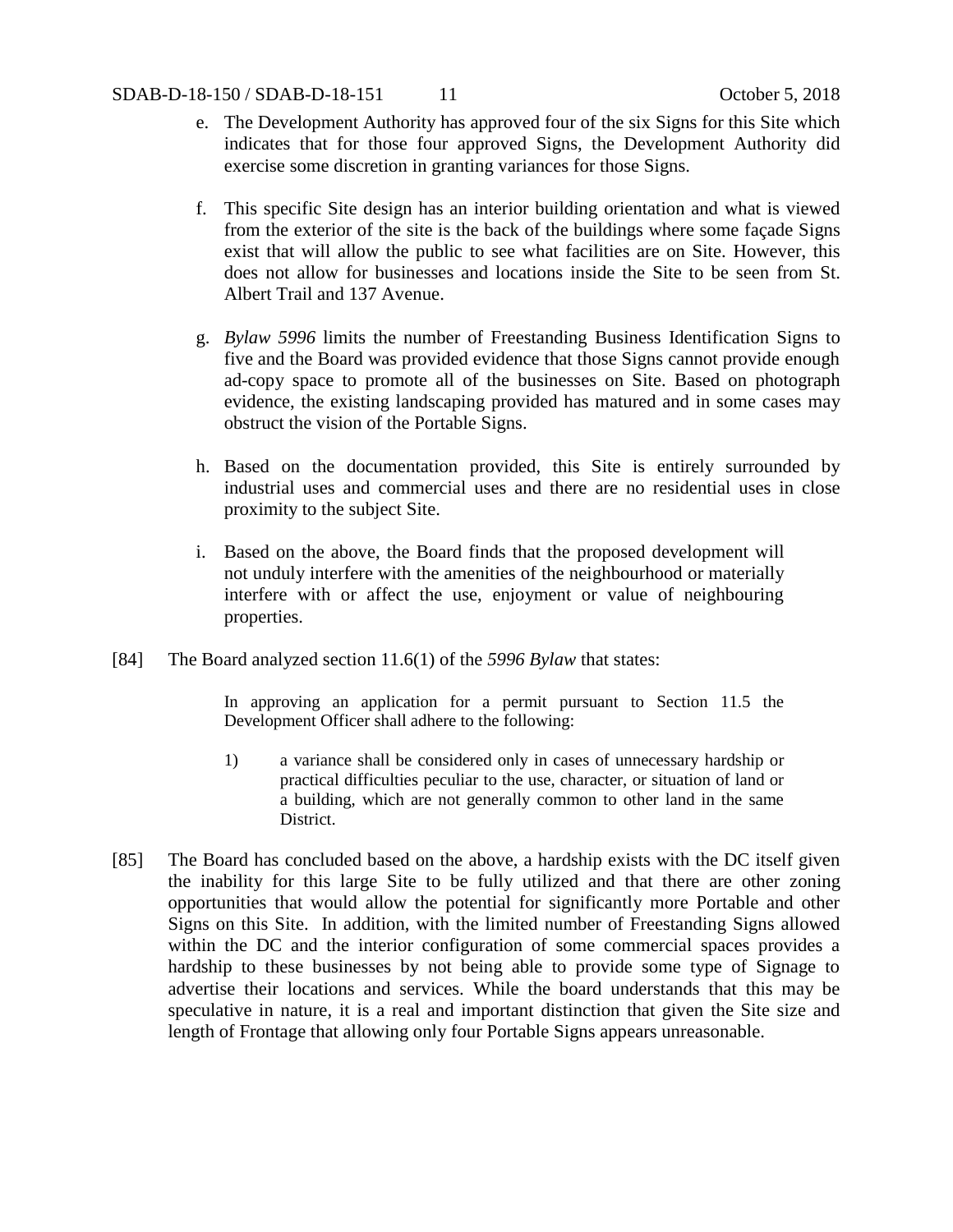e. The Development Authority has approved four of the six Signs for this Site which indicates that for those four approved Signs, the Development Authority did exercise some discretion in granting variances for those Signs.

f. This specific Site design has an interior building orientation and what is viewed from the exterior of the site is the back of the buildings where some façade Signs exist that will allow the public to see what facilities are on Site. However, this does not allow for businesses and locations inside the Site to be seen from St. Albert Trail and 137 Avenue.

g. *Bylaw 5996* limits the number of Freestanding Business Identification Signs to five and the Board was provided evidence that those Signs cannot provide enough ad-copy space to promote all of the businesses on Site. Based on photograph evidence, the existing landscaping provided has matured and in some cases may obstruct the vision of the Portable Signs.

h. Based on the documentation provided, this Site is entirely surrounded by industrial uses and commercial uses and there are no residential uses in close proximity to the subject Site.

i. Based on the above, the Board finds that the proposed development will not unduly interfere with the amenities of the neighbourhood or materially interfere with or affect the use, enjoyment or value of neighbouring properties.

[84] The Board analyzed section 11.6(1) of the *5996 Bylaw* that states:

> In approving an application for a permit pursuant to Section 11.5 the Development Officer shall adhere to the following:
>
> 1) a variance shall be considered only in cases of unnecessary hardship or practical difficulties peculiar to the use, character, or situation of land or a building, which are not generally common to other land in the same District.

[85] The Board has concluded based on the above, a hardship exists with the DC itself given the inability for this large Site to be fully utilized and that there are other zoning opportunities that would allow the potential for significantly more Portable and other Signs on this Site. In addition, with the limited number of Freestanding Signs allowed within the DC and the interior configuration of some commercial spaces provides a hardship to these businesses by not being able to provide some type of Signage to advertise their locations and services. While the board understands that this may be speculative in nature, it is a real and important distinction that given the Site size and length of Frontage that allowing only four Portable Signs appears unreasonable.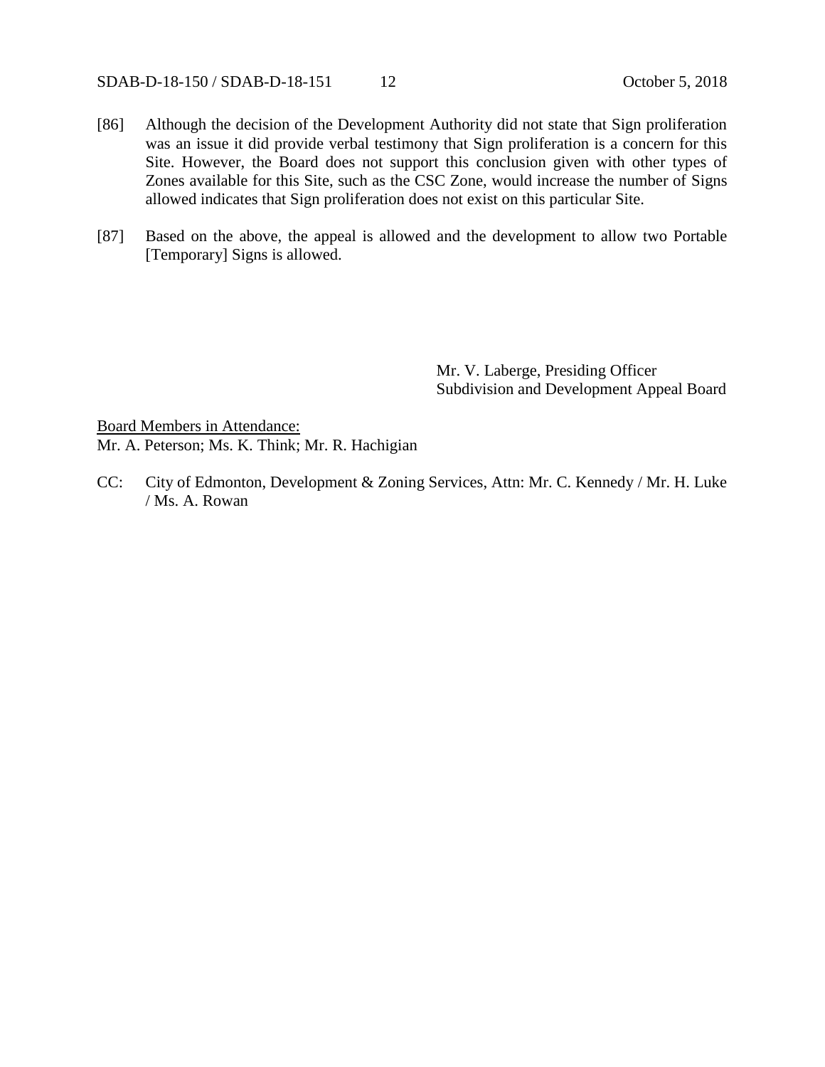[86] Although the decision of the Development Authority did not state that Sign proliferation was an issue it did provide verbal testimony that Sign proliferation is a concern for this Site. However, the Board does not support this conclusion given with other types of Zones available for this Site, such as the CSC Zone, would increase the number of Signs allowed indicates that Sign proliferation does not exist on this particular Site.

[87] Based on the above, the appeal is allowed and the development to allow two Portable [Temporary] Signs is allowed.

Mr. V. Laberge, Presiding Officer
Subdivision and Development Appeal Board

Board Members in Attendance:
Mr. A. Peterson; Ms. K. Think; Mr. R. Hachigian

CC: City of Edmonton, Development & Zoning Services, Attn: Mr. C. Kennedy / Mr. H. Luke / Ms. A. Rowan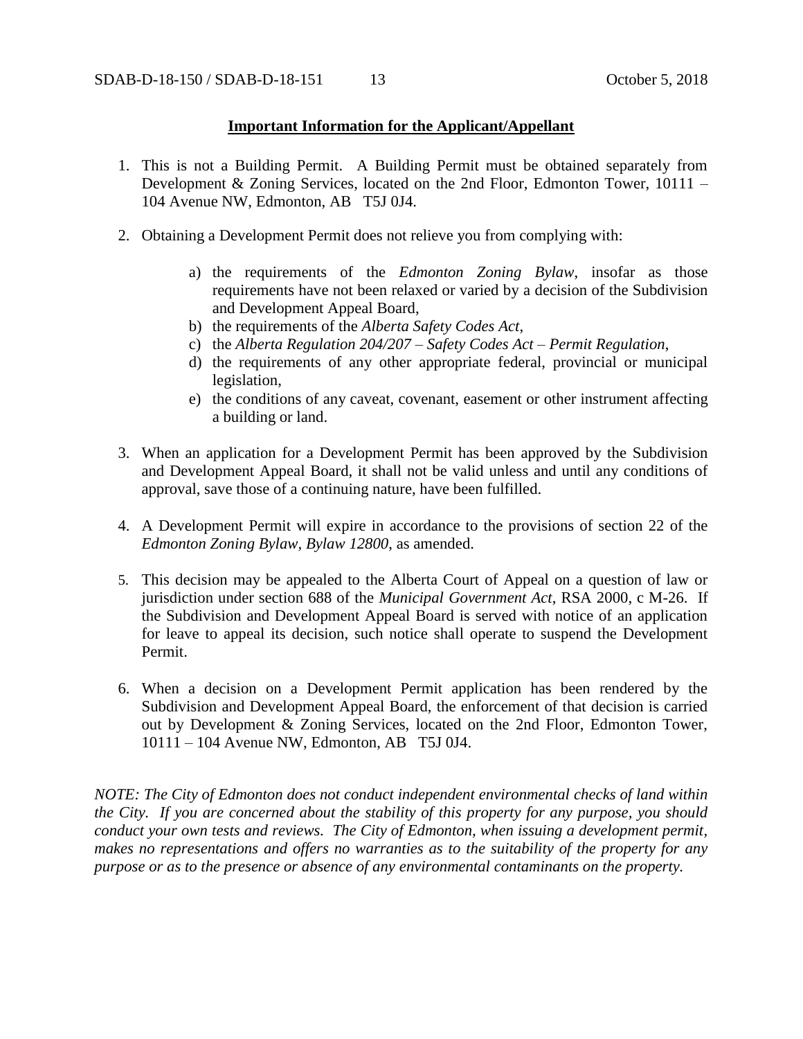**Important Information for the Applicant/Appellant**

1. This is not a Building Permit. A Building Permit must be obtained separately from Development & Zoning Services, located on the 2nd Floor, Edmonton Tower, 10111 – 104 Avenue NW, Edmonton, AB T5J 0J4.

2. Obtaining a Development Permit does not relieve you from complying with:

    a) the requirements of the *Edmonton Zoning Bylaw*, insofar as those requirements have not been relaxed or varied by a decision of the Subdivision and Development Appeal Board,
    b) the requirements of the *Alberta Safety Codes Act*,
    c) the *Alberta Regulation 204/207 – Safety Codes Act – Permit Regulation*,
    d) the requirements of any other appropriate federal, provincial or municipal legislation,
    e) the conditions of any caveat, covenant, easement or other instrument affecting a building or land.

3. When an application for a Development Permit has been approved by the Subdivision and Development Appeal Board, it shall not be valid unless and until any conditions of approval, save those of a continuing nature, have been fulfilled.

4. A Development Permit will expire in accordance to the provisions of section 22 of the *Edmonton Zoning Bylaw, Bylaw 12800*, as amended.

5. This decision may be appealed to the Alberta Court of Appeal on a question of law or jurisdiction under section 688 of the *Municipal Government Act*, RSA 2000, c M-26. If the Subdivision and Development Appeal Board is served with notice of an application for leave to appeal its decision, such notice shall operate to suspend the Development Permit.

6. When a decision on a Development Permit application has been rendered by the Subdivision and Development Appeal Board, the enforcement of that decision is carried out by Development & Zoning Services, located on the 2nd Floor, Edmonton Tower, 10111 – 104 Avenue NW, Edmonton, AB T5J 0J4.

*NOTE: The City of Edmonton does not conduct independent environmental checks of land within the City. If you are concerned about the stability of this property for any purpose, you should conduct your own tests and reviews. The City of Edmonton, when issuing a development permit, makes no representations and offers no warranties as to the suitability of the property for any purpose or as to the presence or absence of any environmental contaminants on the property.*